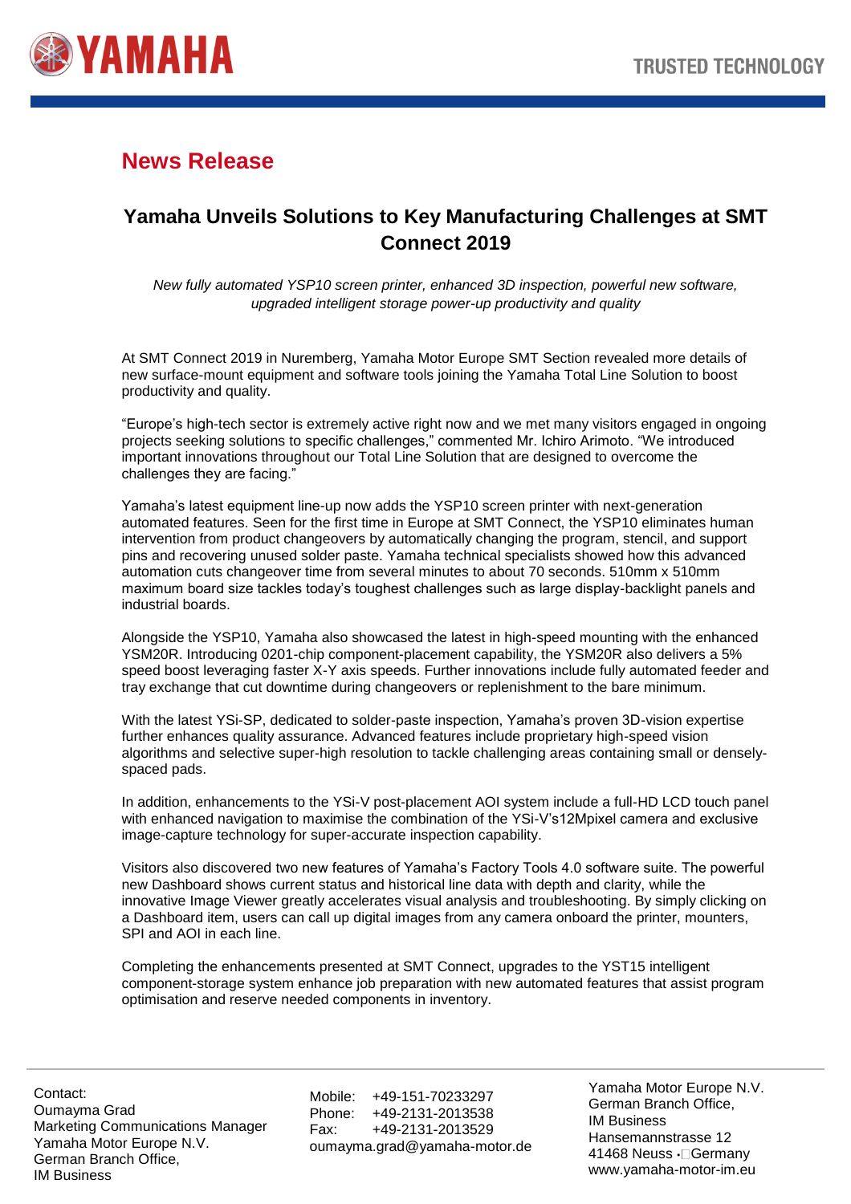# News Release

## Yamaha Unveils Solutions to Key Manufacturing Challenges at SMT Connect 2019

*New fully automated YSP10 screen printer, enhanced 3D inspection, powerful new software, upgraded intelligent storage power-up productivity and quality*

At SMT Connect 2019 in Nuremberg, Yamaha Motor Europe SMT Section revealed more details of new surface-mount equipment and software tools joining the Yamaha Total Line Solution to boost productivity and quality.

"Europe's high-tech sector is extremely active right now and we met many visitors engaged in ongoing projects seeking solutions to specific challenges," commented Mr. Ichiro Arimoto. "We introduced important innovations throughout our Total Line Solution that are designed to overcome the challenges they are facing."

Yamaha's latest equipment line-up now adds the YSP10 screen printer with next-generation automated features. Seen for the first time in Europe at SMT Connect, the YSP10 eliminates human intervention from product changeovers by automatically changing the program, stencil, and support pins and recovering unused solder paste. Yamaha technical specialists showed how this advanced automation cuts changeover time from several minutes to about 70 seconds. 510mm x 510mm maximum board size tackles today's toughest challenges such as large display-backlight panels and industrial boards.

Alongside the YSP10, Yamaha also showcased the latest in high-speed mounting with the enhanced YSM20R. Introducing 0201-chip component-placement capability, the YSM20R also delivers a 5% speed boost leveraging faster X-Y axis speeds. Further innovations include fully automated feeder and tray exchange that cut downtime during changeovers or replenishment to the bare minimum.

With the latest YSi-SP, dedicated to solder-paste inspection, Yamaha's proven 3D-vision expertise further enhances quality assurance. Advanced features include proprietary high-speed vision algorithms and selective super-high resolution to tackle challenging areas containing small or densely-spaced pads.

In addition, enhancements to the YSi-V post-placement AOI system include a full-HD LCD touch panel with enhanced navigation to maximise the combination of the YSi-V's12Mpixel camera and exclusive image-capture technology for super-accurate inspection capability.

Visitors also discovered two new features of Yamaha's Factory Tools 4.0 software suite. The powerful new Dashboard shows current status and historical line data with depth and clarity, while the innovative Image Viewer greatly accelerates visual analysis and troubleshooting. By simply clicking on a Dashboard item, users can call up digital images from any camera onboard the printer, mounters, SPI and AOI in each line.

Completing the enhancements presented at SMT Connect, upgrades to the YST15 intelligent component-storage system enhance job preparation with new automated features that assist program optimisation and reserve needed components in inventory.

---

Contact:
Oumayma Grad
Marketing Communications Manager
Yamaha Motor Europe N.V.
German Branch Office,
IM Business

Mobile: +49-151-70233297
Phone: +49-2131-2013538
Fax: +49-2131-2013529
oumayma.grad@yamaha-motor.de

Yamaha Motor Europe N.V.
German Branch Office,
IM Business
Hansemannstrasse 12
41468 Neuss · Germany
www.yamaha-motor-im.eu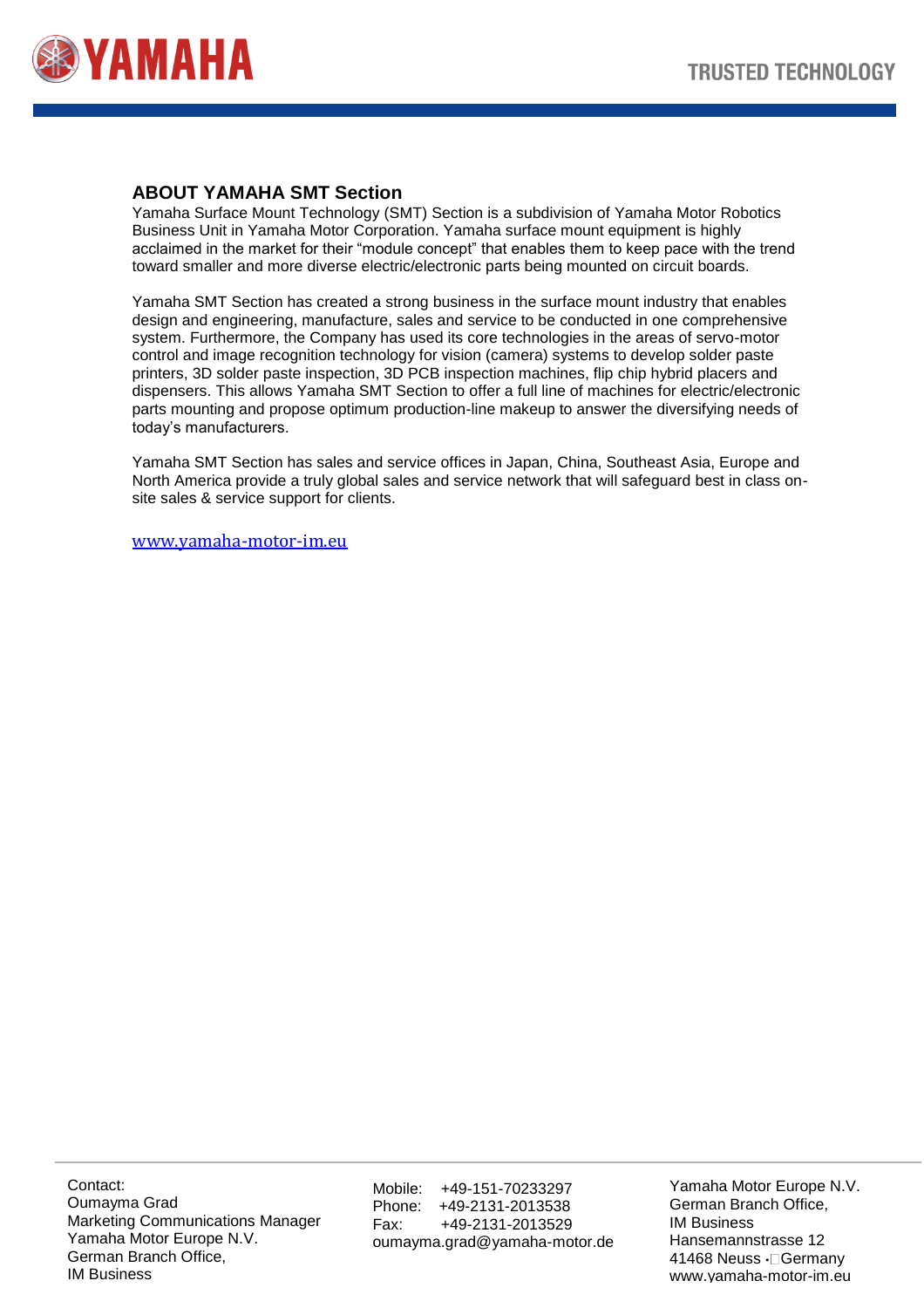## ABOUT YAMAHA SMT Section

Yamaha Surface Mount Technology (SMT) Section is a subdivision of Yamaha Motor Robotics Business Unit in Yamaha Motor Corporation. Yamaha surface mount equipment is highly acclaimed in the market for their “module concept” that enables them to keep pace with the trend toward smaller and more diverse electric/electronic parts being mounted on circuit boards.

Yamaha SMT Section has created a strong business in the surface mount industry that enables design and engineering, manufacture, sales and service to be conducted in one comprehensive system. Furthermore, the Company has used its core technologies in the areas of servo-motor control and image recognition technology for vision (camera) systems to develop solder paste printers, 3D solder paste inspection, 3D PCB inspection machines, flip chip hybrid placers and dispensers. This allows Yamaha SMT Section to offer a full line of machines for electric/electronic parts mounting and propose optimum production-line makeup to answer the diversifying needs of today’s manufacturers.

Yamaha SMT Section has sales and service offices in Japan, China, Southeast Asia, Europe and North America provide a truly global sales and service network that will safeguard best in class on-site sales & service support for clients.

[www.yamaha-motor-im.eu](http://www.yamaha-motor-im.eu)

Contact:
Oumayma Grad
Marketing Communications Manager
Yamaha Motor Europe N.V.
German Branch Office,
IM Business

Mobile: +49-151-70233297
Phone: +49-2131-2013538
Fax: +49-2131-2013529
oumayma.grad@yamaha-motor.de

Yamaha Motor Europe N.V.
German Branch Office,
IM Business
Hansemannstrasse 12
41468 Neuss · Germany
www.yamaha-motor-im.eu